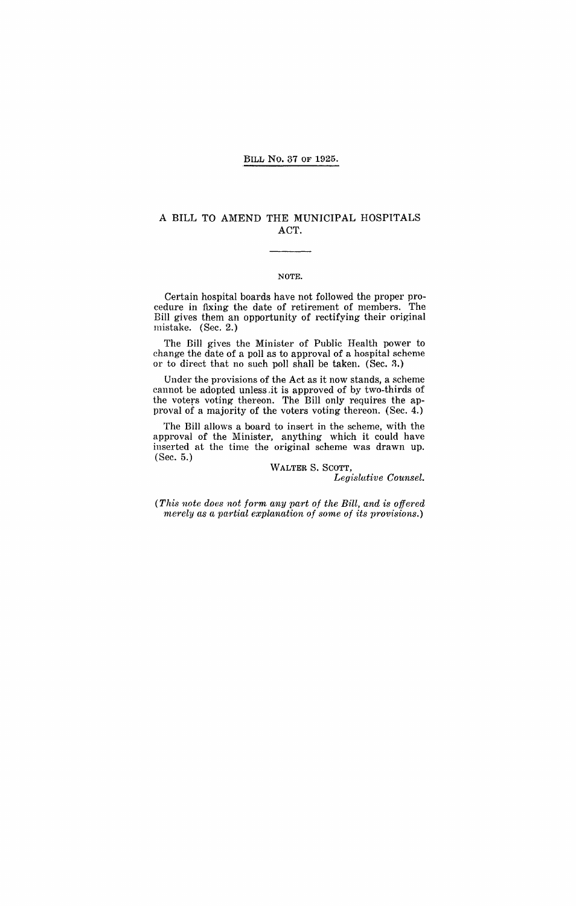BILL No. 37 OF 1925.

# A BILL TO AMEND THE MUNICIPAL HOSPITALS ACT.

NOTE.

Certain hospital boards have not followed the proper procedure in fixing the date of retirement of members. The Bill gives them an opportunity of rectifying their original mistake. (Sec. 2.)

The Bill gives the Minister of Public Health power to change the date of a poll as to approval of a hospital scheme or to direct that no such poll shall be taken. (Sec. 3.)

Under the provisions of the Act as it now stands, a scheme cannot be adopted unless it is approved of by two-thirds of the voters voting thereon. The Bill only requires the approval of a majority of the voters voting thereon. (Sec. 4.)

The Bill allows a board to insert in the scheme, with the approval of the Minister, anything which it could have inserted at the time the original scheme was drawn up. (Sec. 5.)

WALTER S. SCOTT,
*Legislative Counsel.*

*(This note does not form any part of the Bill, and is offered merely as a partial explanation of some of its provisions.)*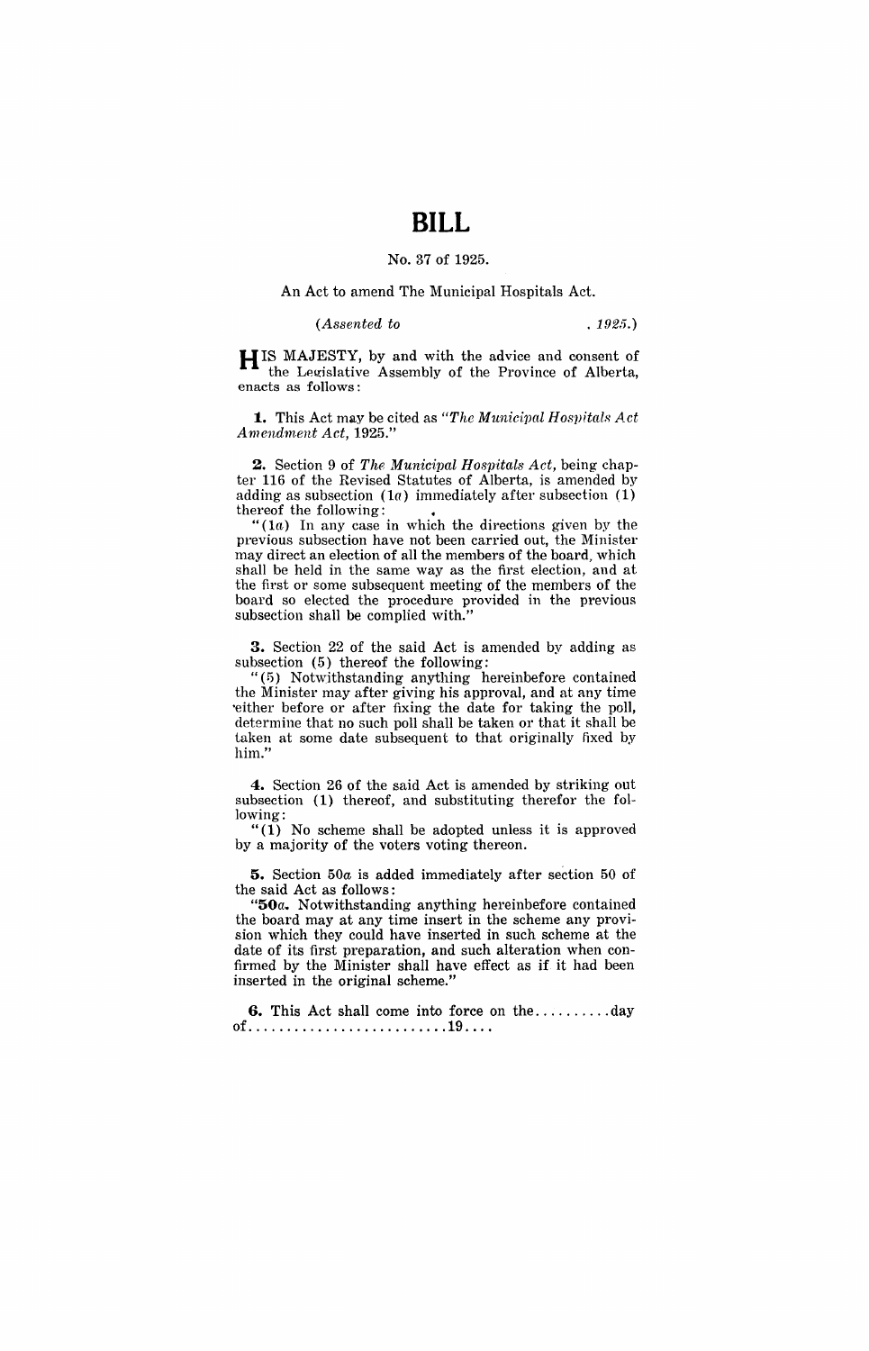# BILL

No. 37 of 1925.

An Act to amend The Municipal Hospitals Act.

*(Assented to , 1925.)*

HIS MAJESTY, by and with the advice and consent of the Legislative Assembly of the Province of Alberta, enacts as follows:

**1.** This Act may be cited as "*The Municipal Hospitals Act Amendment Act*, 1925."

**2.** Section 9 of *The Municipal Hospitals Act*, being chapter 116 of the Revised Statutes of Alberta, is amended by adding as subsection (1*a*) immediately after subsection (1) thereof the following:

"(1*a*) In any case in which the directions given by the previous subsection have not been carried out, the Minister may direct an election of all the members of the board, which shall be held in the same way as the first election, and at the first or some subsequent meeting of the members of the board so elected the procedure provided in the previous subsection shall be complied with."

**3.** Section 22 of the said Act is amended by adding as subsection (5) thereof the following:

"(5) Notwithstanding anything hereinbefore contained the Minister may after giving his approval, and at any time either before or after fixing the date for taking the poll, determine that no such poll shall be taken or that it shall be taken at some date subsequent to that originally fixed by him."

**4.** Section 26 of the said Act is amended by striking out subsection (1) thereof, and substituting therefor the following:

"(1) No scheme shall be adopted unless it is approved by a majority of the voters voting thereon.

**5.** Section 50*a* is added immediately after section 50 of the said Act as follows:

"**50*a*.** Notwithstanding anything hereinbefore contained the board may at any time insert in the scheme any provision which they could have inserted in such scheme at the date of its first preparation, and such alteration when confirmed by the Minister shall have effect as if it had been inserted in the original scheme."

**6.** This Act shall come into force on the..........day of..........................19....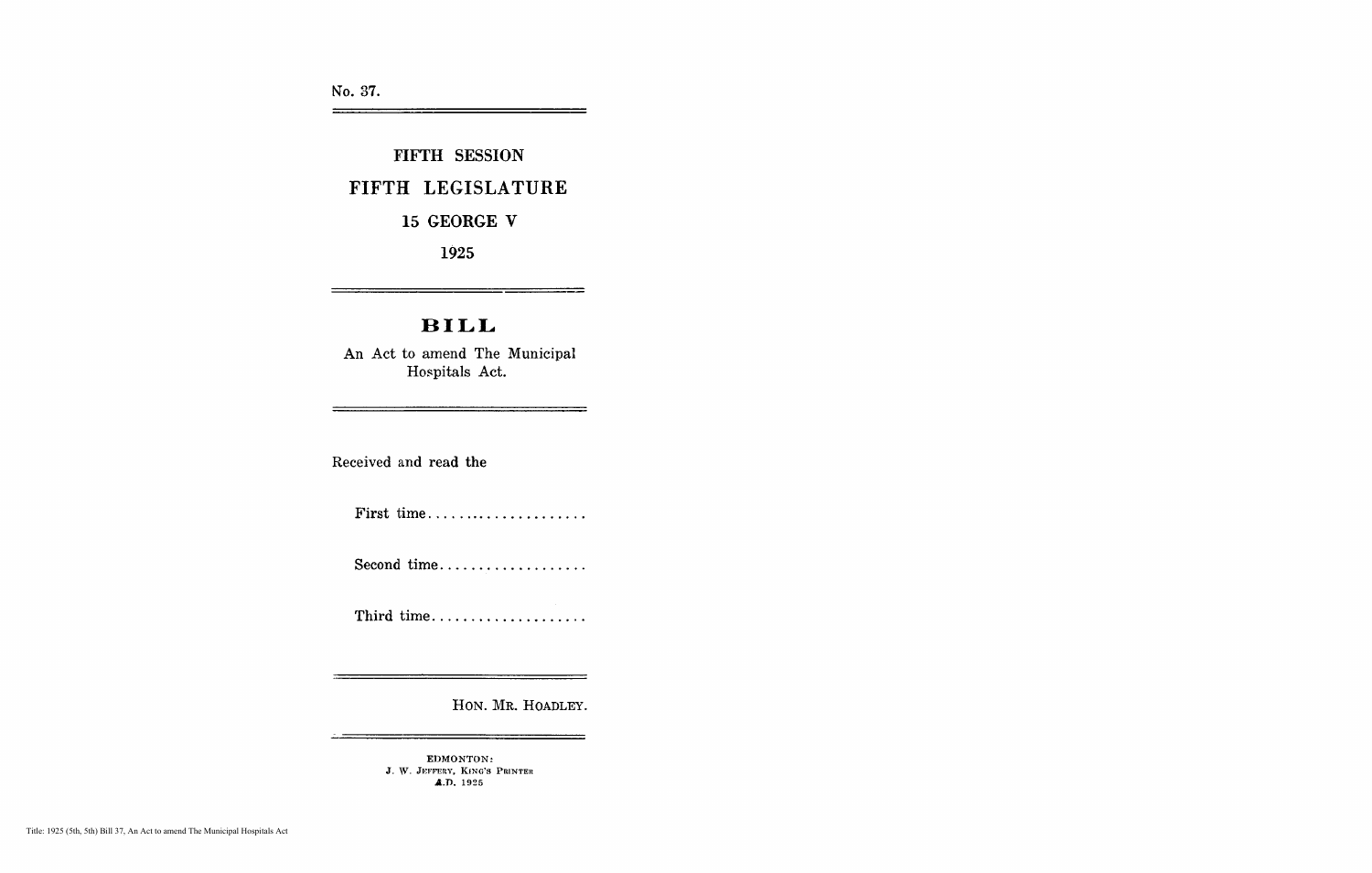No. 37.

FIFTH SESSION

FIFTH LEGISLATURE

15 GEORGE V

1925

# BILL

An Act to amend The Municipal Hospitals Act.

Received and read the

First time....................

Second time...................

Third time....................

HON. MR. HOADLEY.

EDMONTON:
J. W. JEFFERY, KING'S PRINTER
A.D. 1925

Title: 1925 (5th, 5th) Bill 37, An Act to amend The Municipal Hospitals Act